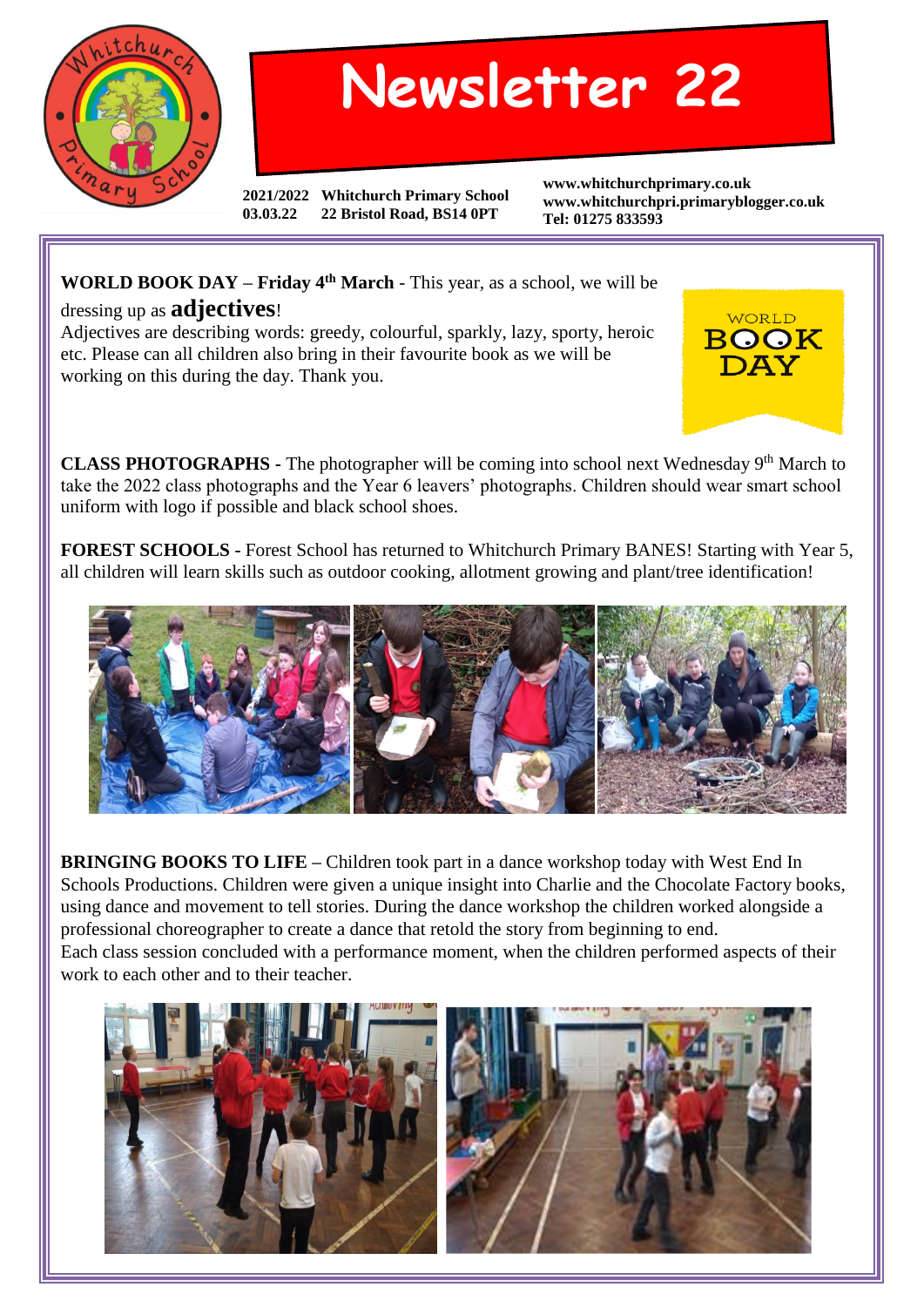# Newsletter 22

2021/2022 **Whitchurch Primary School**
03.03.22 **22 Bristol Road, BS14 0PT**

**www.whitchurchprimary.co.uk**
**www.whitchurchpri.primaryblogger.co.uk**
**Tel: 01275 833593**

**WORLD BOOK DAY – Friday 4th March** - This year, as a school, we will be dressing up as **adjectives**!
Adjectives are describing words: greedy, colourful, sparkly, lazy, sporty, heroic etc. Please can all children also bring in their favourite book as we will be working on this during the day. Thank you.

**CLASS PHOTOGRAPHS -** The photographer will be coming into school next Wednesday 9th March to take the 2022 class photographs and the Year 6 leavers' photographs. Children should wear smart school uniform with logo if possible and black school shoes.

**FOREST SCHOOLS -** Forest School has returned to Whitchurch Primary BANES! Starting with Year 5, all children will learn skills such as outdoor cooking, allotment growing and plant/tree identification!

**BRINGING BOOKS TO LIFE –** Children took part in a dance workshop today with West End In Schools Productions. Children were given a unique insight into Charlie and the Chocolate Factory books, using dance and movement to tell stories. During the dance workshop the children worked alongside a professional choreographer to create a dance that retold the story from beginning to end.
Each class session concluded with a performance moment, when the children performed aspects of their work to each other and to their teacher.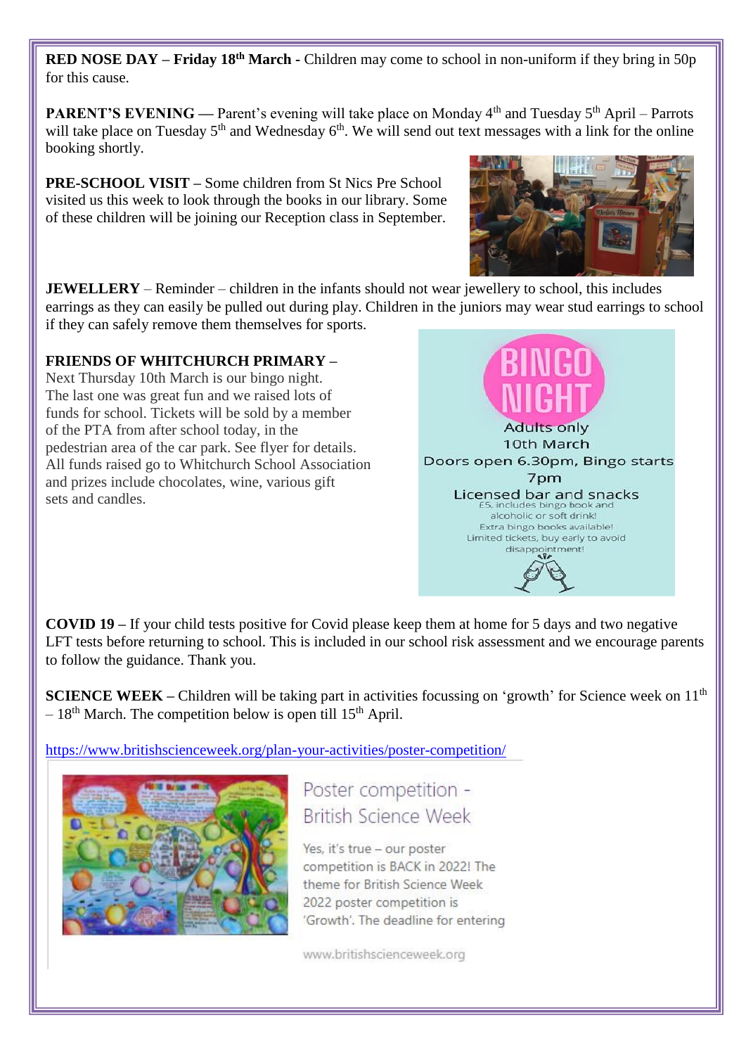**RED NOSE DAY – Friday 18th March -** Children may come to school in non-uniform if they bring in 50p for this cause.

**PARENT'S EVENING —** Parent's evening will take place on Monday 4th and Tuesday 5th April – Parrots will take place on Tuesday 5th and Wednesday 6th. We will send out text messages with a link for the online booking shortly.

**PRE-SCHOOL VISIT –** Some children from St Nics Pre School visited us this week to look through the books in our library. Some of these children will be joining our Reception class in September.

**JEWELLERY** – Reminder – children in the infants should not wear jewellery to school, this includes earrings as they can easily be pulled out during play. Children in the juniors may wear stud earrings to school if they can safely remove them themselves for sports.

**FRIENDS OF WHITCHURCH PRIMARY –**
Next Thursday 10th March is our bingo night. The last one was great fun and we raised lots of funds for school. Tickets will be sold by a member of the PTA from after school today, in the pedestrian area of the car park. See flyer for details. All funds raised go to Whitchurch School Association and prizes include chocolates, wine, various gift sets and candles.

BINGO NIGHT
Adults only
10th March
Doors open 6.30pm, Bingo starts 7pm
Licensed bar and snacks
£5, includes bingo book and alcoholic or soft drink!
Extra bingo books available!
Limited tickets, buy early to avoid disappointment!

**COVID 19 –** If your child tests positive for Covid please keep them at home for 5 days and two negative LFT tests before returning to school. This is included in our school risk assessment and we encourage parents to follow the guidance. Thank you.

**SCIENCE WEEK –** Children will be taking part in activities focussing on 'growth' for Science week on 11th – 18th March. The competition below is open till 15th April.

https://www.britishscienceweek.org/plan-your-activities/poster-competition/

Poster competition - British Science Week

Yes, it's true – our poster competition is BACK in 2022! The theme for British Science Week 2022 poster competition is 'Growth'. The deadline for entering

www.britishscienceweek.org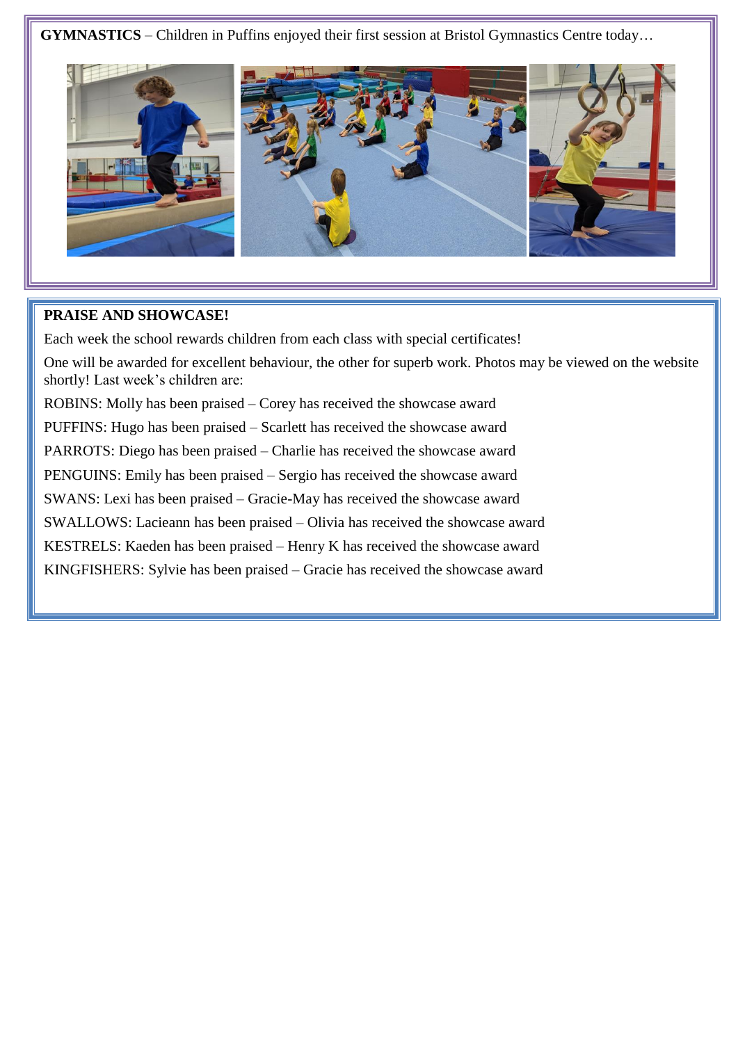**GYMNASTICS** – Children in Puffins enjoyed their first session at Bristol Gymnastics Centre today…

**PRAISE AND SHOWCASE!**

Each week the school rewards children from each class with special certificates!

One will be awarded for excellent behaviour, the other for superb work. Photos may be viewed on the website shortly! Last week's children are:

ROBINS: Molly has been praised – Corey has received the showcase award

PUFFINS: Hugo has been praised – Scarlett has received the showcase award

PARROTS: Diego has been praised – Charlie has received the showcase award

PENGUINS: Emily has been praised – Sergio has received the showcase award

SWANS: Lexi has been praised – Gracie-May has received the showcase award

SWALLOWS: Lacieann has been praised – Olivia has received the showcase award

KESTRELS: Kaeden has been praised – Henry K has received the showcase award

KINGFISHERS: Sylvie has been praised – Gracie has received the showcase award